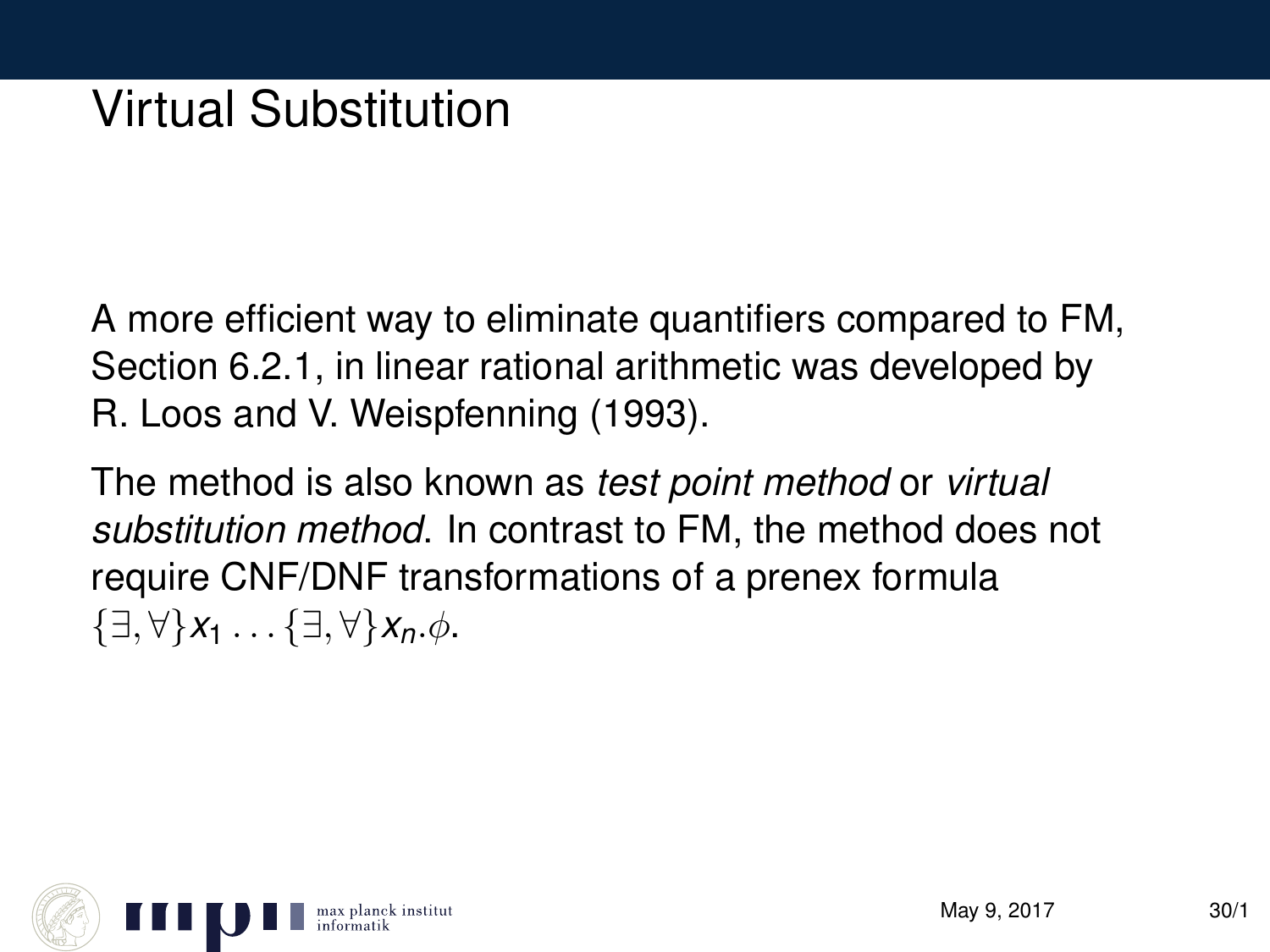# Virtual Substitution

A more efficient way to eliminate quantifiers compared to FM, Section 6.2.1, in linear rational arithmetic was developed by R. Loos and V. Weispfenning (1993).

The method is also known as *test point method* or *virtual substitution method*. In contrast to FM, the method does not require CNF/DNF transformations of a prenex formula $\{\exists,\forall\}x_1 \ldots \{\exists,\forall\}x_n.\phi$.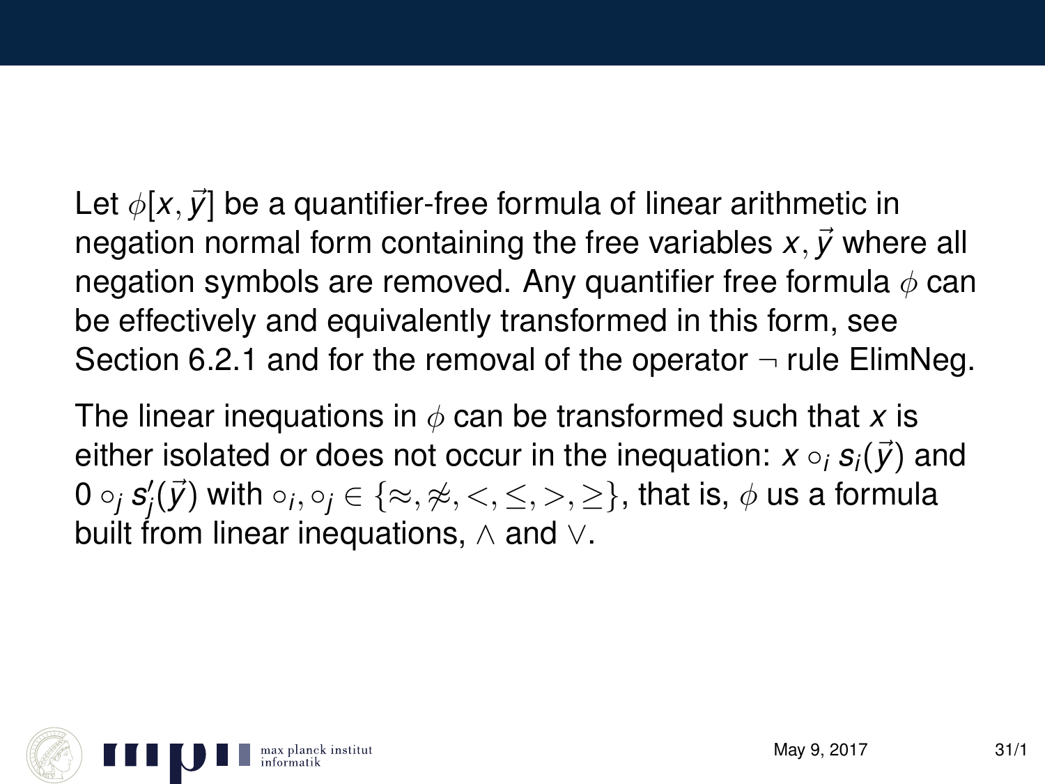Let $\phi[x, \vec{y}]$ be a quantifier-free formula of linear arithmetic in negation normal form containing the free variables $x, \vec{y}$ where all negation symbols are removed. Any quantifier free formula $\phi$ can be effectively and equivalently transformed in this form, see Section 6.2.1 and for the removal of the operator $\neg$ rule ElimNeg.

The linear inequations in $\phi$ can be transformed such that $x$ is either isolated or does not occur in the inequation: $x \circ_i s_i(\vec{y})$ and $0 \circ_j s'_j(\vec{y})$ with $\circ_i, \circ_j \in \{\approx, \not\approx, <, \leq, >, \geq\}$, that is, $\phi$ us a formula built from linear inequations, $\wedge$ and $\vee$.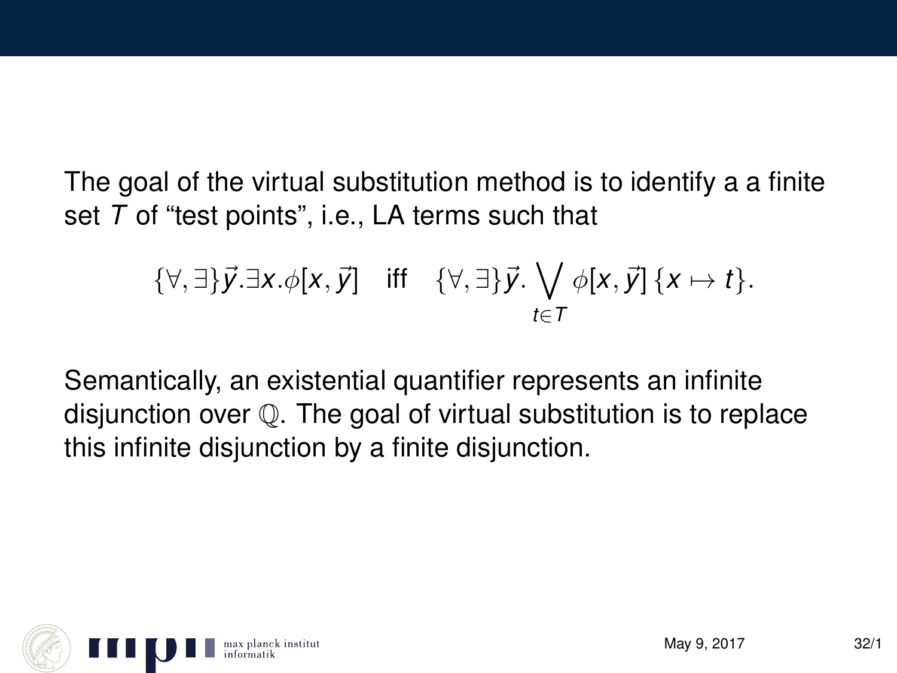The goal of the virtual substitution method is to identify a a finite set $T$ of “test points”, i.e., LA terms such that

$$\{\forall, \exists\}\vec{y}.\exists x.\phi[x, \vec{y}] \quad \text{iff} \quad \{\forall, \exists\}\vec{y}. \bigvee_{t \in T} \phi[x, \vec{y}]\,\{x \mapsto t\}.$$

Semantically, an existential quantifier represents an infinite disjunction over $\mathbb{Q}$. The goal of virtual substitution is to replace this infinite disjunction by a finite disjunction.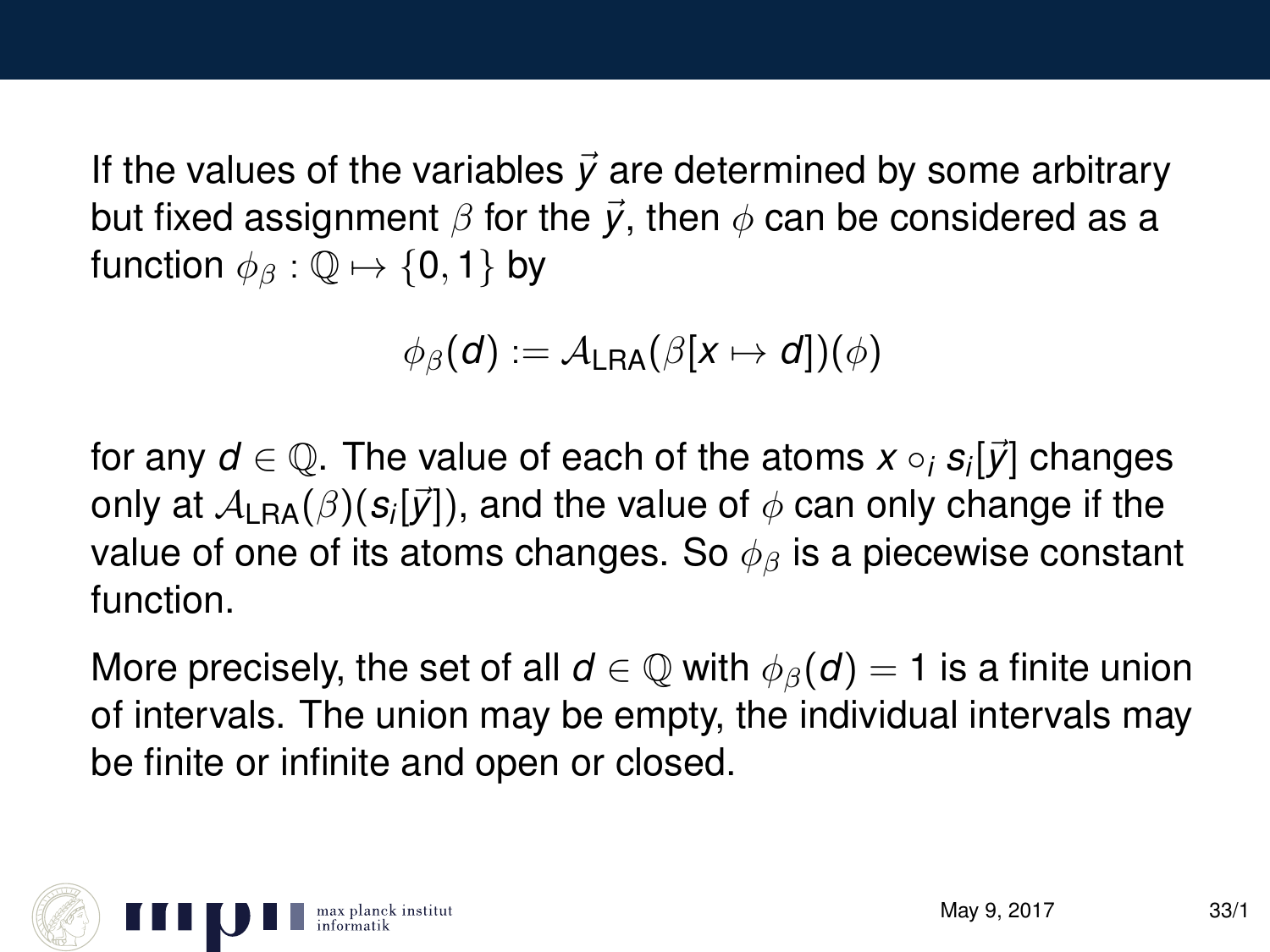If the values of the variables $\vec{y}$ are determined by some arbitrary but fixed assignment $\beta$ for the $\vec{y}$, then $\phi$ can be considered as a function $\phi_\beta : \mathbb{Q} \mapsto \{0, 1\}$ by

$$\phi_\beta(d) := \mathcal{A}_{\mathrm{LRA}}(\beta[x \mapsto d])(\phi)$$

for any $d \in \mathbb{Q}$. The value of each of the atoms $x \circ_i s_i[\vec{y}]$ changes only at $\mathcal{A}_{\mathrm{LRA}}(\beta)(s_i[\vec{y}])$, and the value of $\phi$ can only change if the value of one of its atoms changes. So $\phi_\beta$ is a piecewise constant function.

More precisely, the set of all $d \in \mathbb{Q}$ with $\phi_\beta(d) = 1$ is a finite union of intervals. The union may be empty, the individual intervals may be finite or infinite and open or closed.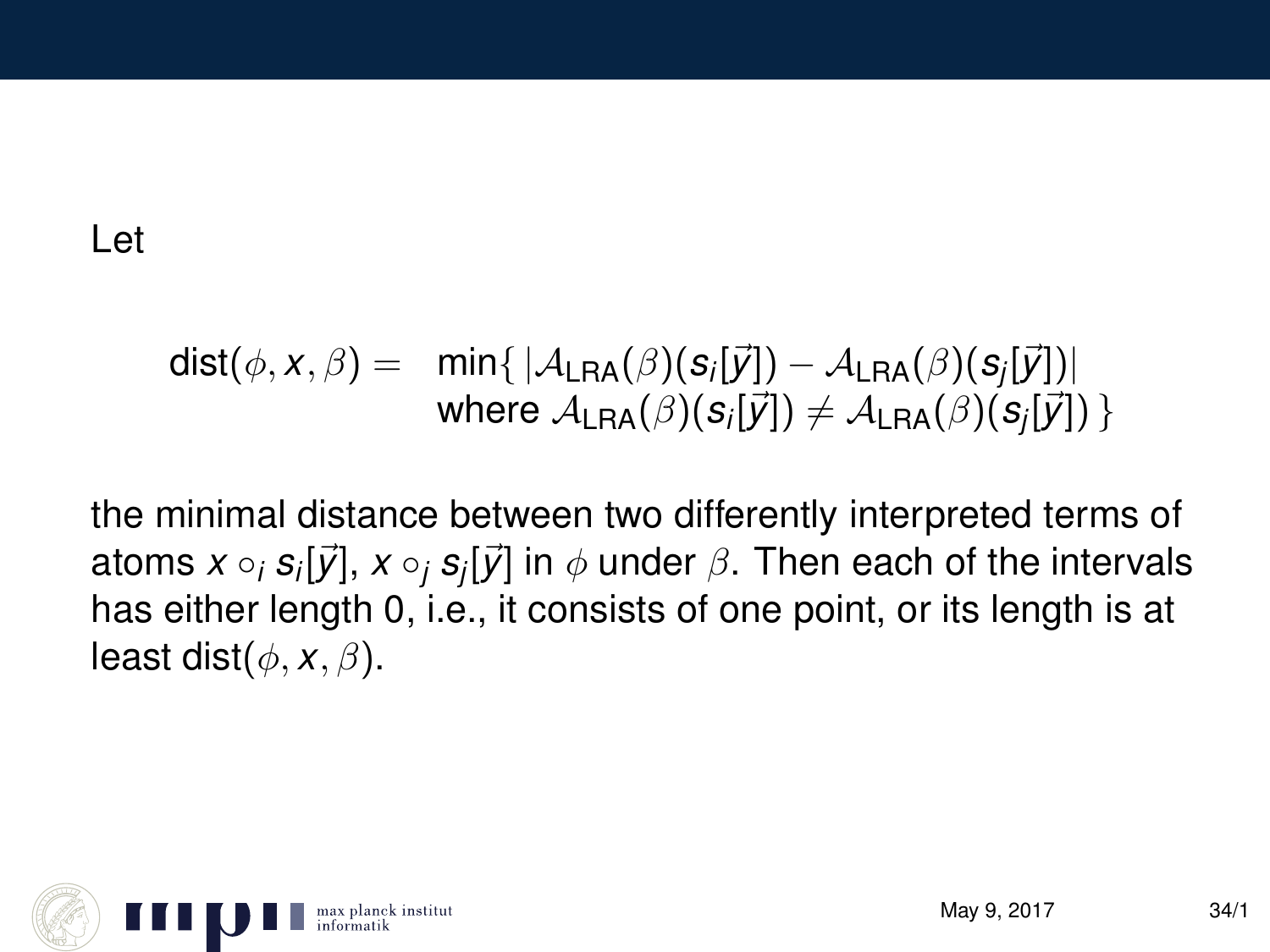Let

$$\text{dist}(\phi, x, \beta) = \begin{array}{l} \min\{\, |\mathcal{A}_{\mathsf{LRA}}(\beta)(s_i[\vec{y}]) - \mathcal{A}_{\mathsf{LRA}}(\beta)(s_j[\vec{y}])| \\ \text{where } \mathcal{A}_{\mathsf{LRA}}(\beta)(s_i[\vec{y}]) \neq \mathcal{A}_{\mathsf{LRA}}(\beta)(s_j[\vec{y}])\,\} \end{array}$$

the minimal distance between two differently interpreted terms of atoms $x \circ_i s_i[\vec{y}]$, $x \circ_j s_j[\vec{y}]$ in $\phi$ under $\beta$. Then each of the intervals has either length 0, i.e., it consists of one point, or its length is at least $\text{dist}(\phi, x, \beta)$.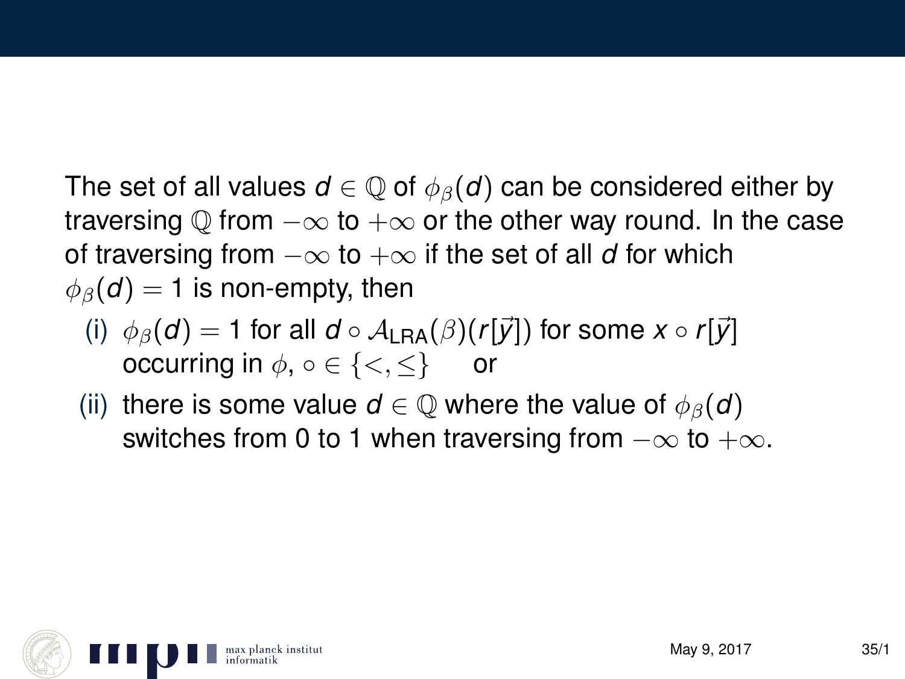The set of all values $d \in \mathbb{Q}$ of $\phi_\beta(d)$ can be considered either by traversing $\mathbb{Q}$ from $-\infty$ to $+\infty$ or the other way round. In the case of traversing from $-\infty$ to $+\infty$ if the set of all $d$ for which $\phi_\beta(d) = 1$ is non-empty, then

(i) $\phi_\beta(d) = 1$ for all $d \circ \mathcal{A}_{\mathrm{LRA}}(\beta)(r[\vec{y}])$ for some $x \circ r[\vec{y}]$ occurring in $\phi$, $\circ \in \{<, \leq\}$ or

(ii) there is some value $d \in \mathbb{Q}$ where the value of $\phi_\beta(d)$ switches from 0 to 1 when traversing from $-\infty$ to $+\infty$.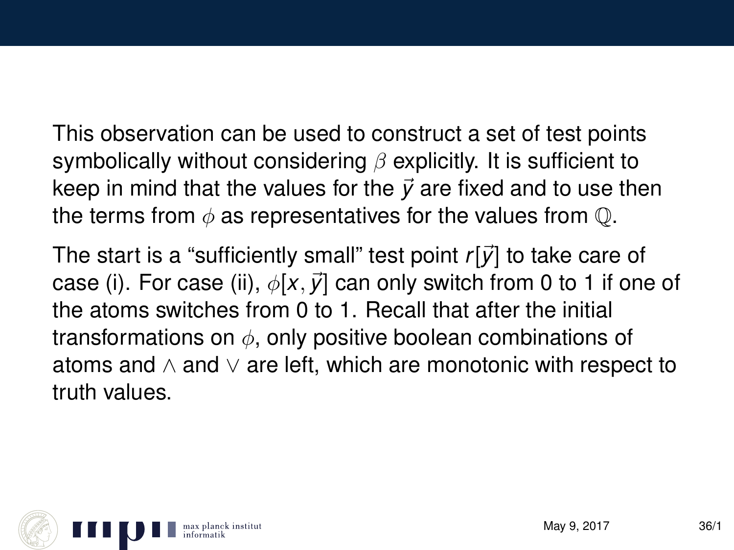This observation can be used to construct a set of test points symbolically without considering $\beta$ explicitly. It is sufficient to keep in mind that the values for the $\vec{y}$ are fixed and to use then the terms from $\phi$ as representatives for the values from $\mathbb{Q}$.

The start is a "sufficiently small" test point $r[\vec{y}]$ to take care of case (i). For case (ii), $\phi[x, \vec{y}]$ can only switch from 0 to 1 if one of the atoms switches from 0 to 1. Recall that after the initial transformations on $\phi$, only positive boolean combinations of atoms and $\wedge$ and $\vee$ are left, which are monotonic with respect to truth values.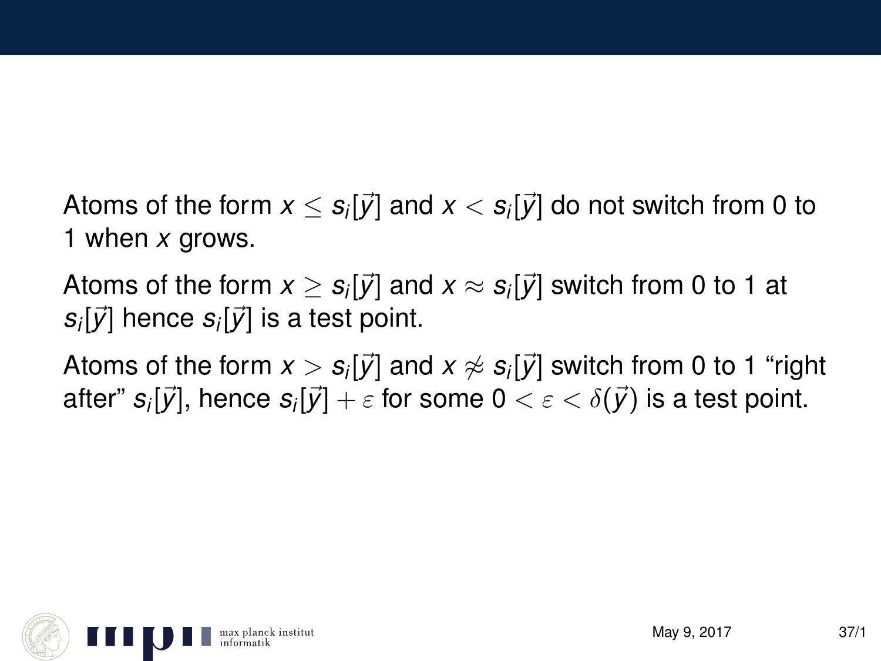Atoms of the form $x \leq s_i[\vec{y}]$ and $x < s_i[\vec{y}]$ do not switch from 0 to 1 when $x$ grows.

Atoms of the form $x \geq s_i[\vec{y}]$ and $x \approx s_i[\vec{y}]$ switch from 0 to 1 at $s_i[\vec{y}]$ hence $s_i[\vec{y}]$ is a test point.

Atoms of the form $x > s_i[\vec{y}]$ and $x \not\approx s_i[\vec{y}]$ switch from 0 to 1 "right after" $s_i[\vec{y}]$, hence $s_i[\vec{y}] + \varepsilon$ for some $0 < \varepsilon < \delta(\vec{y})$ is a test point.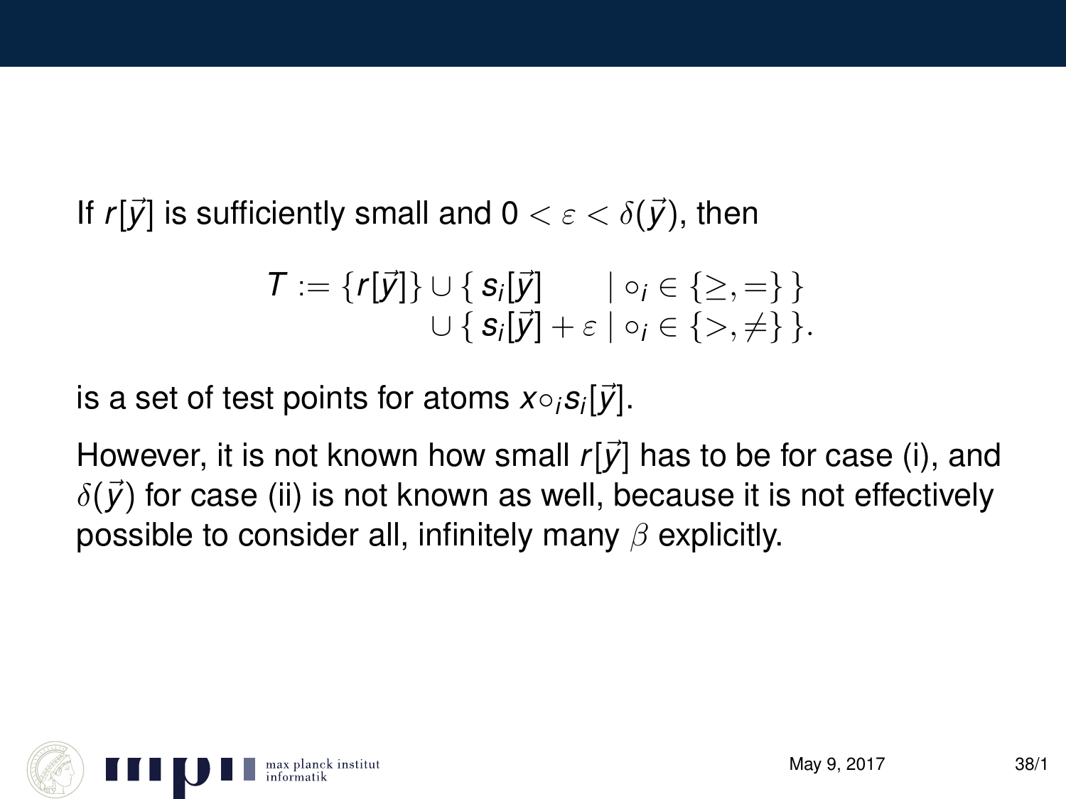If $r[\vec{y}]$ is sufficiently small and $0 < \varepsilon < \delta(\vec{y})$, then

$$
\begin{aligned}
T := \{r[\vec{y}]\} &\cup \{\, s_i[\vec{y}] \quad\quad \mid \circ_i \in \{\geq, =\}\,\} \\
&\cup \{\, s_i[\vec{y}] + \varepsilon \mid \circ_i \in \{>, \neq\}\,\}.
\end{aligned}
$$

is a set of test points for atoms $x \circ_i s_i[\vec{y}]$.

However, it is not known how small $r[\vec{y}]$ has to be for case (i), and $\delta(\vec{y})$ for case (ii) is not known as well, because it is not effectively possible to consider all, infinitely many $\beta$ explicitly.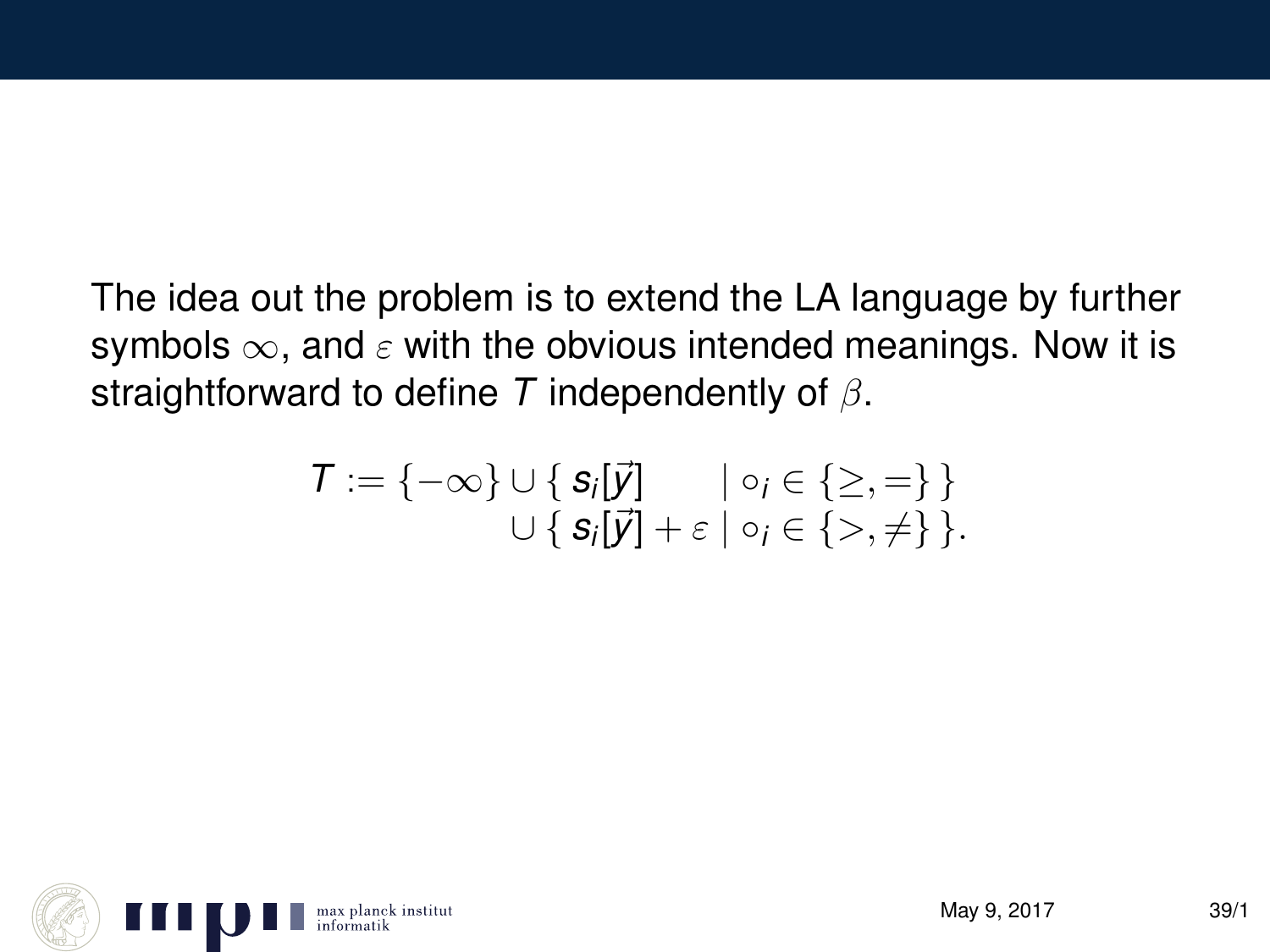The idea out the problem is to extend the LA language by further symbols $\infty$, and $\varepsilon$ with the obvious intended meanings. Now it is straightforward to define $T$ independently of $\beta$.

$$
\begin{aligned}
T := \{-\infty\} &\cup \{\, s_i[\vec{y}] \quad\;\; \mid \circ_i \in \{\geq, =\}\,\} \\
&\cup \{\, s_i[\vec{y}] + \varepsilon \mid \circ_i \in \{>, \neq\}\,\}.
\end{aligned}
$$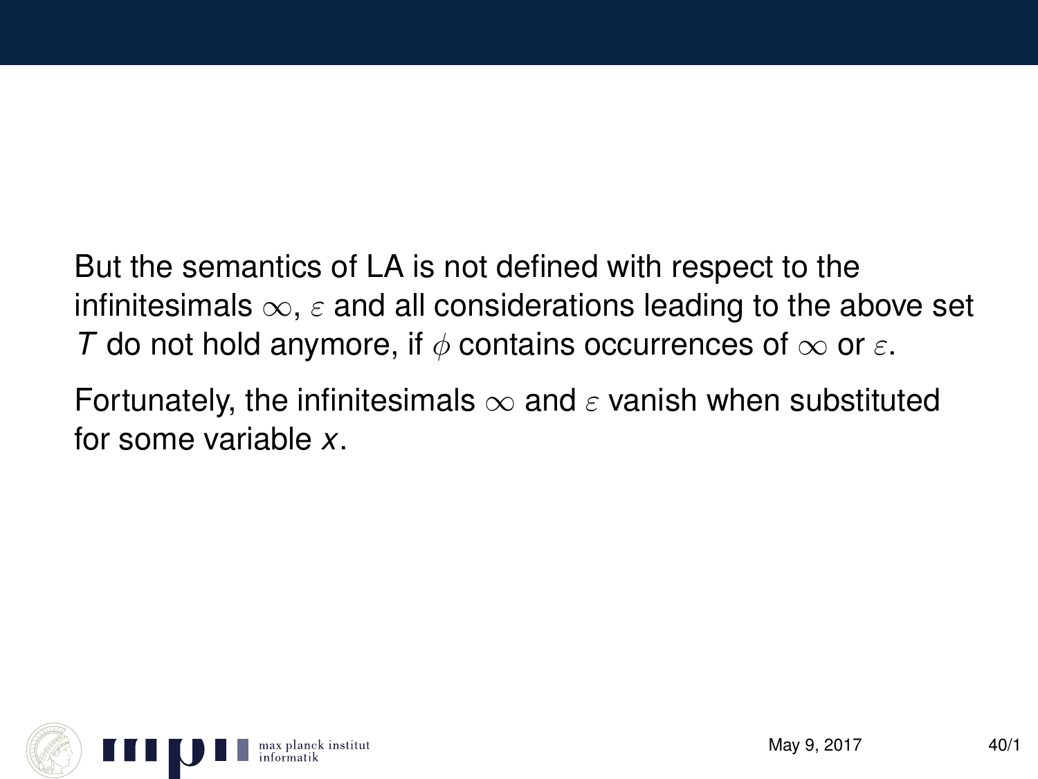But the semantics of LA is not defined with respect to the infinitesimals $\infty$, $\varepsilon$ and all considerations leading to the above set $T$ do not hold anymore, if $\phi$ contains occurrences of $\infty$ or $\varepsilon$.

Fortunately, the infinitesimals $\infty$ and $\varepsilon$ vanish when substituted for some variable $x$.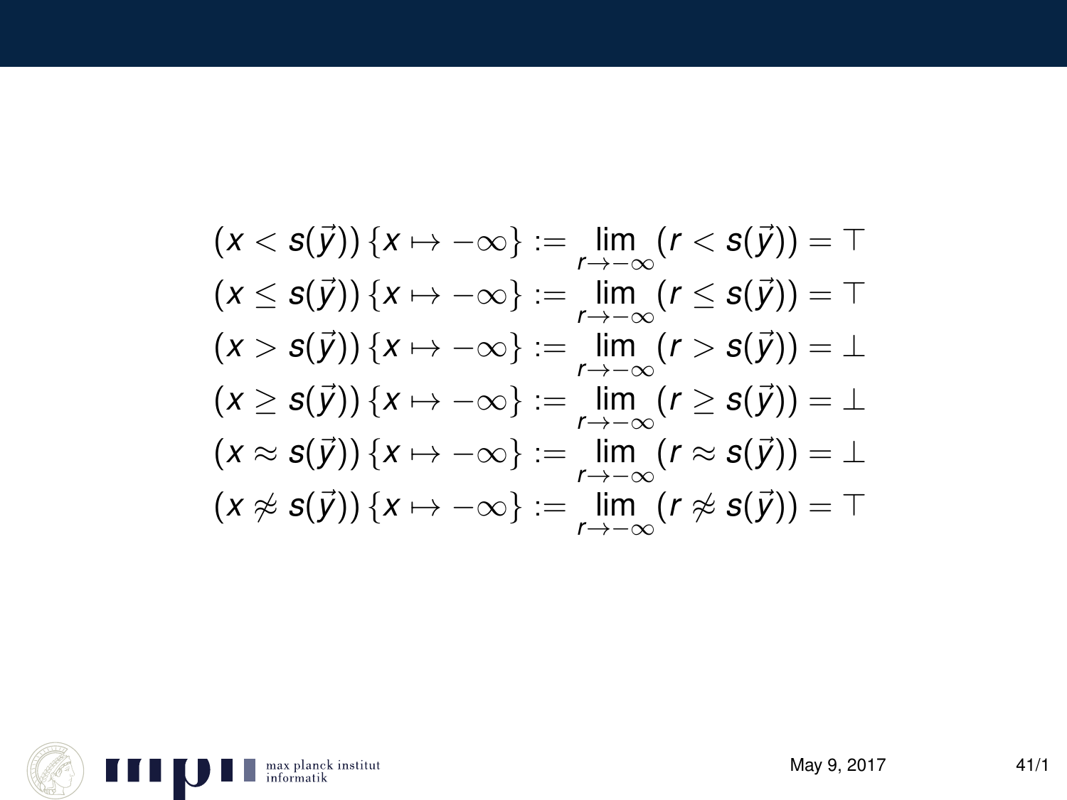$$
\begin{aligned}
(x < s(\vec{y}))\,\{x \mapsto -\infty\} &:= \lim_{r \to -\infty} (r < s(\vec{y})) = \top \\
(x \leq s(\vec{y}))\,\{x \mapsto -\infty\} &:= \lim_{r \to -\infty} (r \leq s(\vec{y})) = \top \\
(x > s(\vec{y}))\,\{x \mapsto -\infty\} &:= \lim_{r \to -\infty} (r > s(\vec{y})) = \bot \\
(x \geq s(\vec{y}))\,\{x \mapsto -\infty\} &:= \lim_{r \to -\infty} (r \geq s(\vec{y})) = \bot \\
(x \approx s(\vec{y}))\,\{x \mapsto -\infty\} &:= \lim_{r \to -\infty} (r \approx s(\vec{y})) = \bot \\
(x \not\approx s(\vec{y}))\,\{x \mapsto -\infty\} &:= \lim_{r \to -\infty} (r \not\approx s(\vec{y})) = \top
\end{aligned}
$$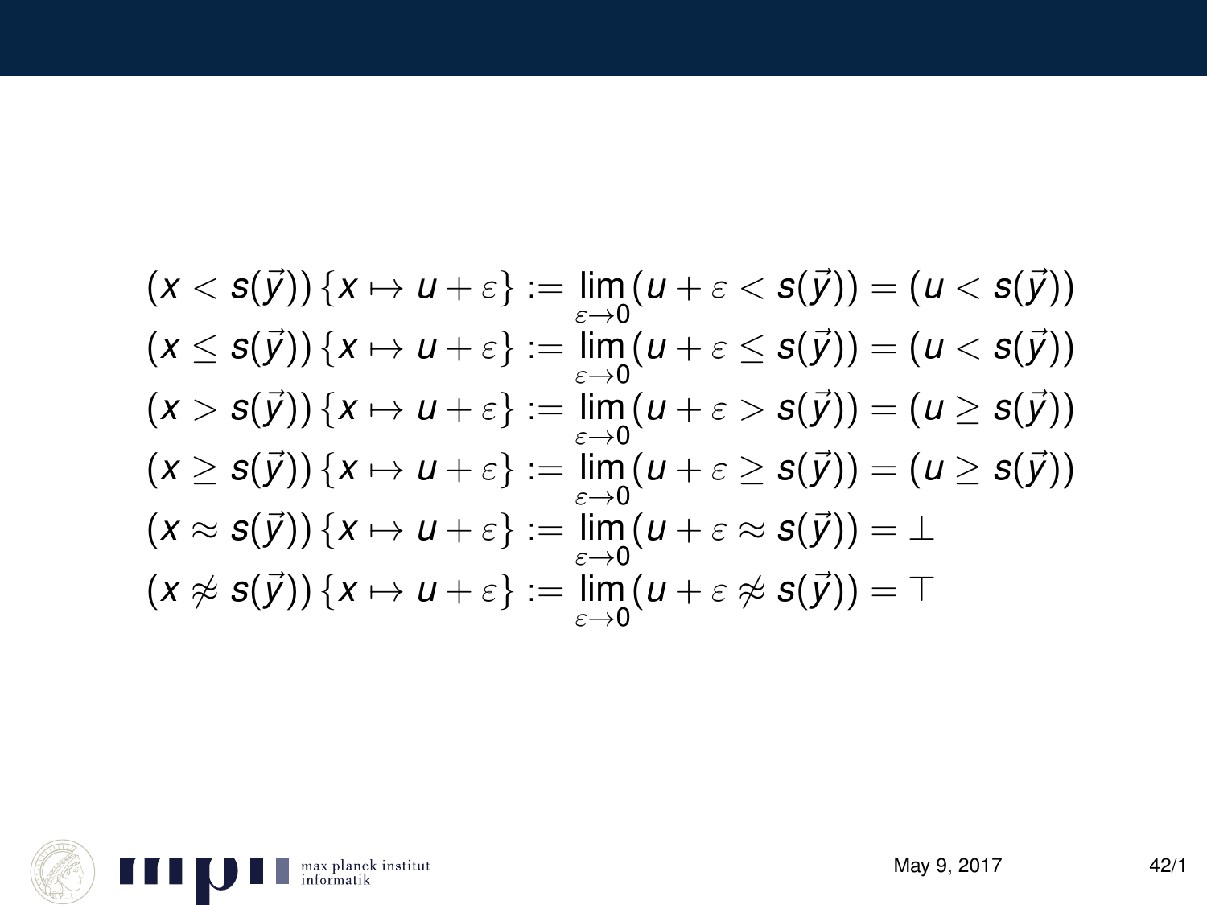$$
\begin{aligned}
(x < s(\vec{y}))\,\{x \mapsto u + \varepsilon\} &:= \lim_{\varepsilon \to 0}(u + \varepsilon < s(\vec{y})) = (u < s(\vec{y}))\\
(x \leq s(\vec{y}))\,\{x \mapsto u + \varepsilon\} &:= \lim_{\varepsilon \to 0}(u + \varepsilon \leq s(\vec{y})) = (u < s(\vec{y}))\\
(x > s(\vec{y}))\,\{x \mapsto u + \varepsilon\} &:= \lim_{\varepsilon \to 0}(u + \varepsilon > s(\vec{y})) = (u \geq s(\vec{y}))\\
(x \geq s(\vec{y}))\,\{x \mapsto u + \varepsilon\} &:= \lim_{\varepsilon \to 0}(u + \varepsilon \geq s(\vec{y})) = (u \geq s(\vec{y}))\\
(x \approx s(\vec{y}))\,\{x \mapsto u + \varepsilon\} &:= \lim_{\varepsilon \to 0}(u + \varepsilon \approx s(\vec{y})) = \bot\\
(x \not\approx s(\vec{y}))\,\{x \mapsto u + \varepsilon\} &:= \lim_{\varepsilon \to 0}(u + \varepsilon \not\approx s(\vec{y})) = \top
\end{aligned}
$$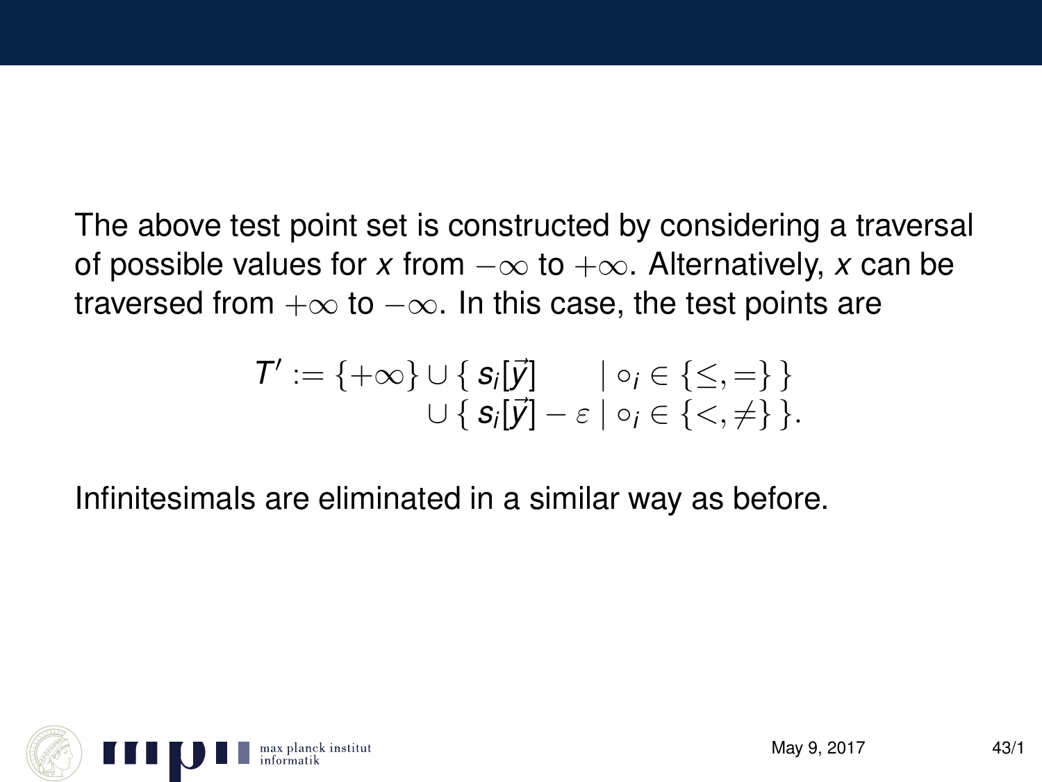The above test point set is constructed by considering a traversal of possible values for $x$ from $-\infty$ to $+\infty$. Alternatively, $x$ can be traversed from $+\infty$ to $-\infty$. In this case, the test points are

$$
\begin{aligned}
T' := \{+\infty\} &\cup \{\, s_i[\vec{y}] \qquad \mid \circ_i \in \{\leq, =\}\,\} \\
&\cup \{\, s_i[\vec{y}] - \varepsilon \mid \circ_i \in \{<, \neq\}\,\}.
\end{aligned}
$$

Infinitesimals are eliminated in a similar way as before.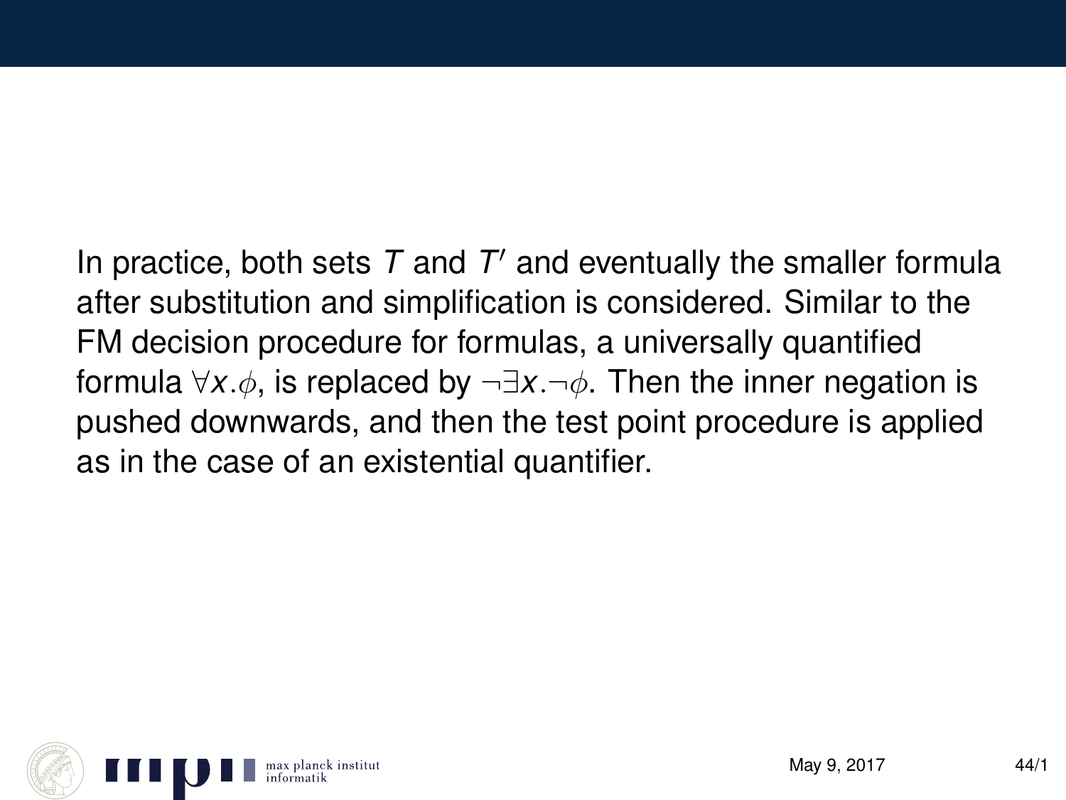In practice, both sets $T$ and $T'$ and eventually the smaller formula after substitution and simplification is considered. Similar to the FM decision procedure for formulas, a universally quantified formula $\forall x.\phi$, is replaced by $\neg\exists x.\neg\phi$. Then the inner negation is pushed downwards, and then the test point procedure is applied as in the case of an existential quantifier.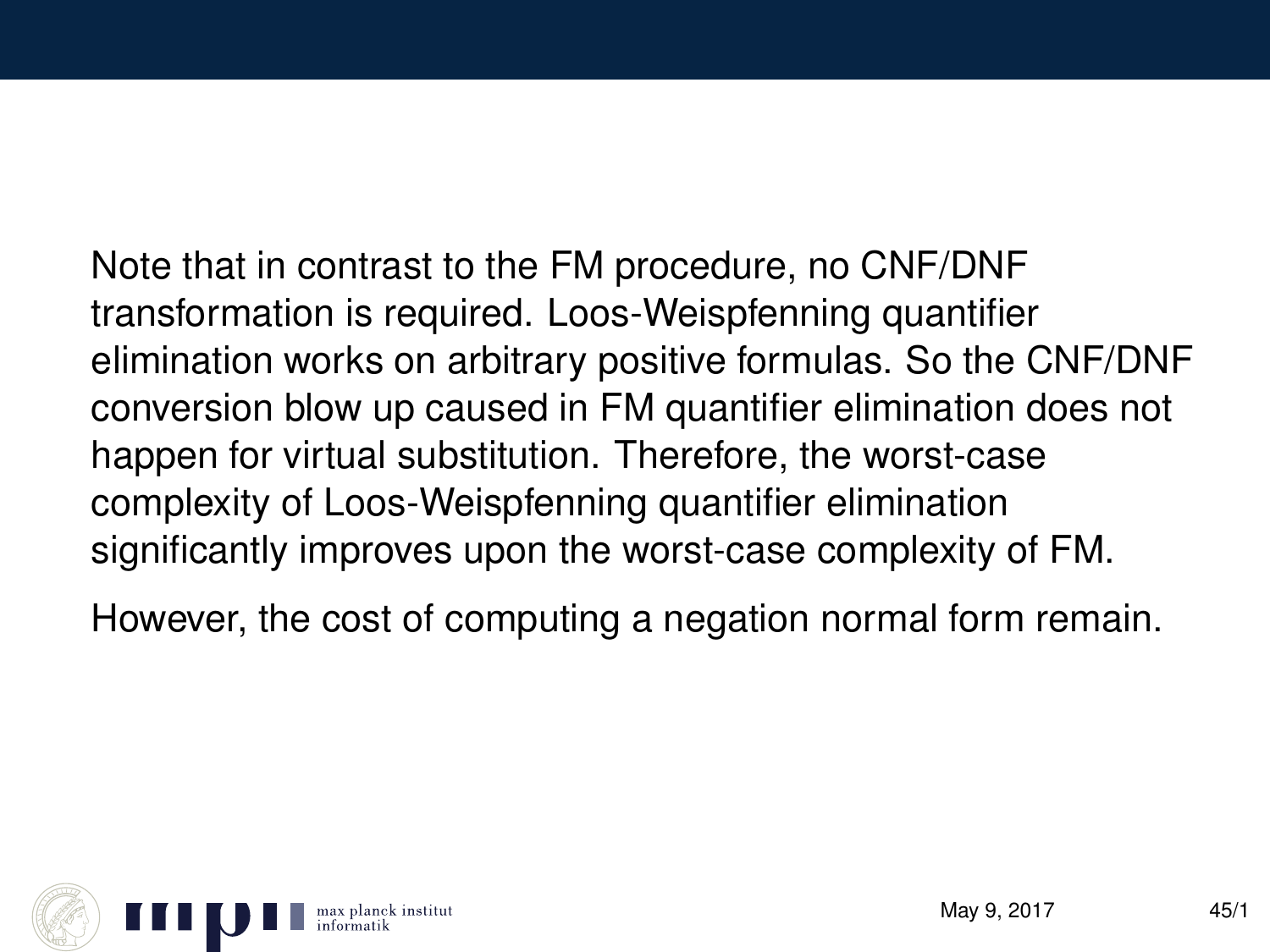Note that in contrast to the FM procedure, no CNF/DNF transformation is required. Loos-Weispfenning quantifier elimination works on arbitrary positive formulas. So the CNF/DNF conversion blow up caused in FM quantifier elimination does not happen for virtual substitution. Therefore, the worst-case complexity of Loos-Weispfenning quantifier elimination significantly improves upon the worst-case complexity of FM.

However, the cost of computing a negation normal form remain.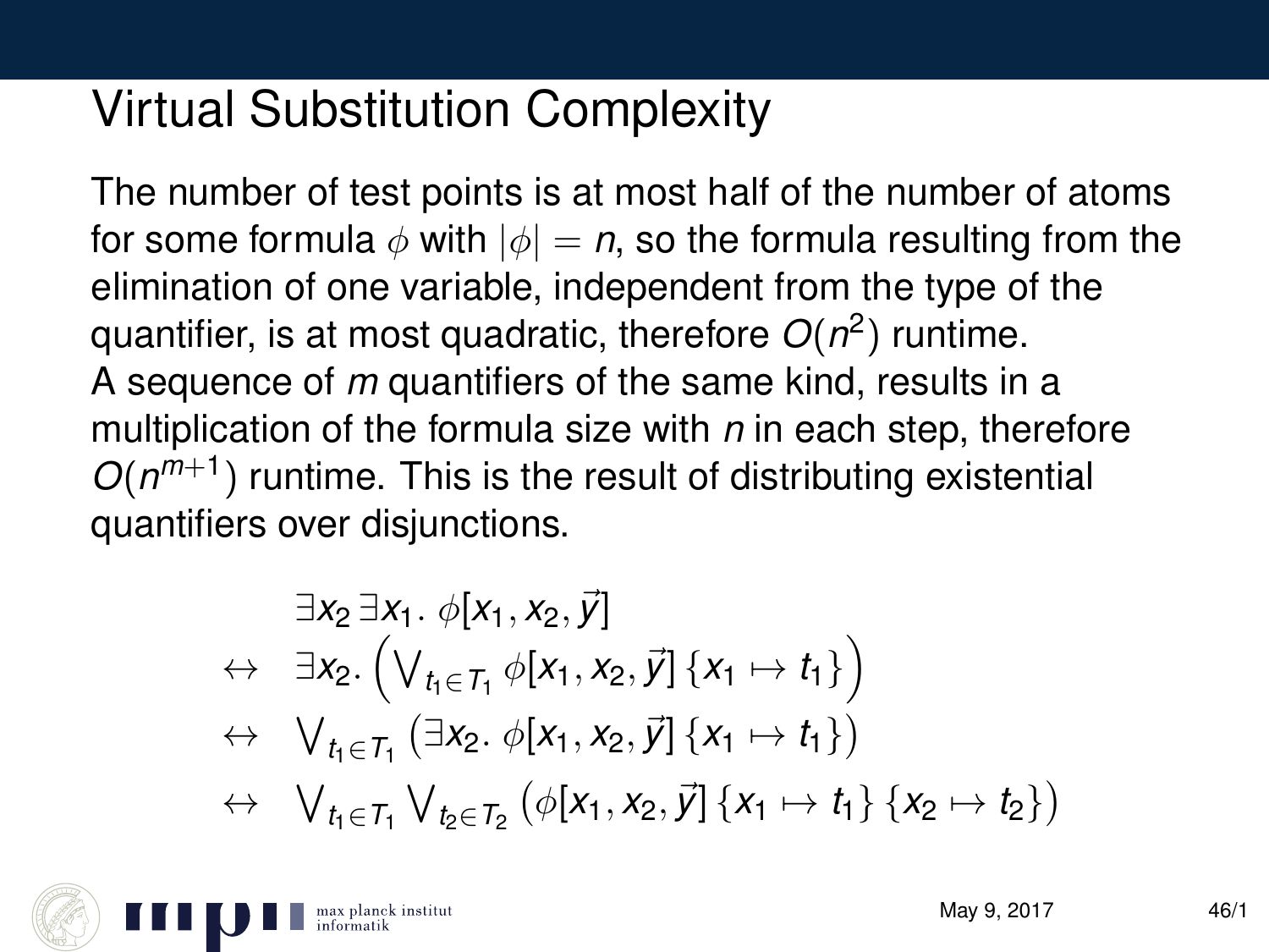# Virtual Substitution Complexity

The number of test points is at most half of the number of atoms for some formula $\phi$ with $|\phi| = n$, so the formula resulting from the elimination of one variable, independent from the type of the quantifier, is at most quadratic, therefore $O(n^2)$ runtime.
A sequence of $m$ quantifiers of the same kind, results in a multiplication of the formula size with $n$ in each step, therefore $O(n^{m+1})$ runtime. This is the result of distributing existential quantifiers over disjunctions.

$$
\begin{aligned}
& \exists x_2 \, \exists x_1 . \; \phi[x_1, x_2, \vec{y}] \\
\leftrightarrow \quad & \exists x_2 . \left( \bigvee_{t_1 \in T_1} \phi[x_1, x_2, \vec{y}] \, \{x_1 \mapsto t_1\} \right) \\
\leftrightarrow \quad & \bigvee_{t_1 \in T_1} \left( \exists x_2 . \; \phi[x_1, x_2, \vec{y}] \, \{x_1 \mapsto t_1\} \right) \\
\leftrightarrow \quad & \bigvee_{t_1 \in T_1} \bigvee_{t_2 \in T_2} \left( \phi[x_1, x_2, \vec{y}] \, \{x_1 \mapsto t_1\} \, \{x_2 \mapsto t_2\} \right)
\end{aligned}
$$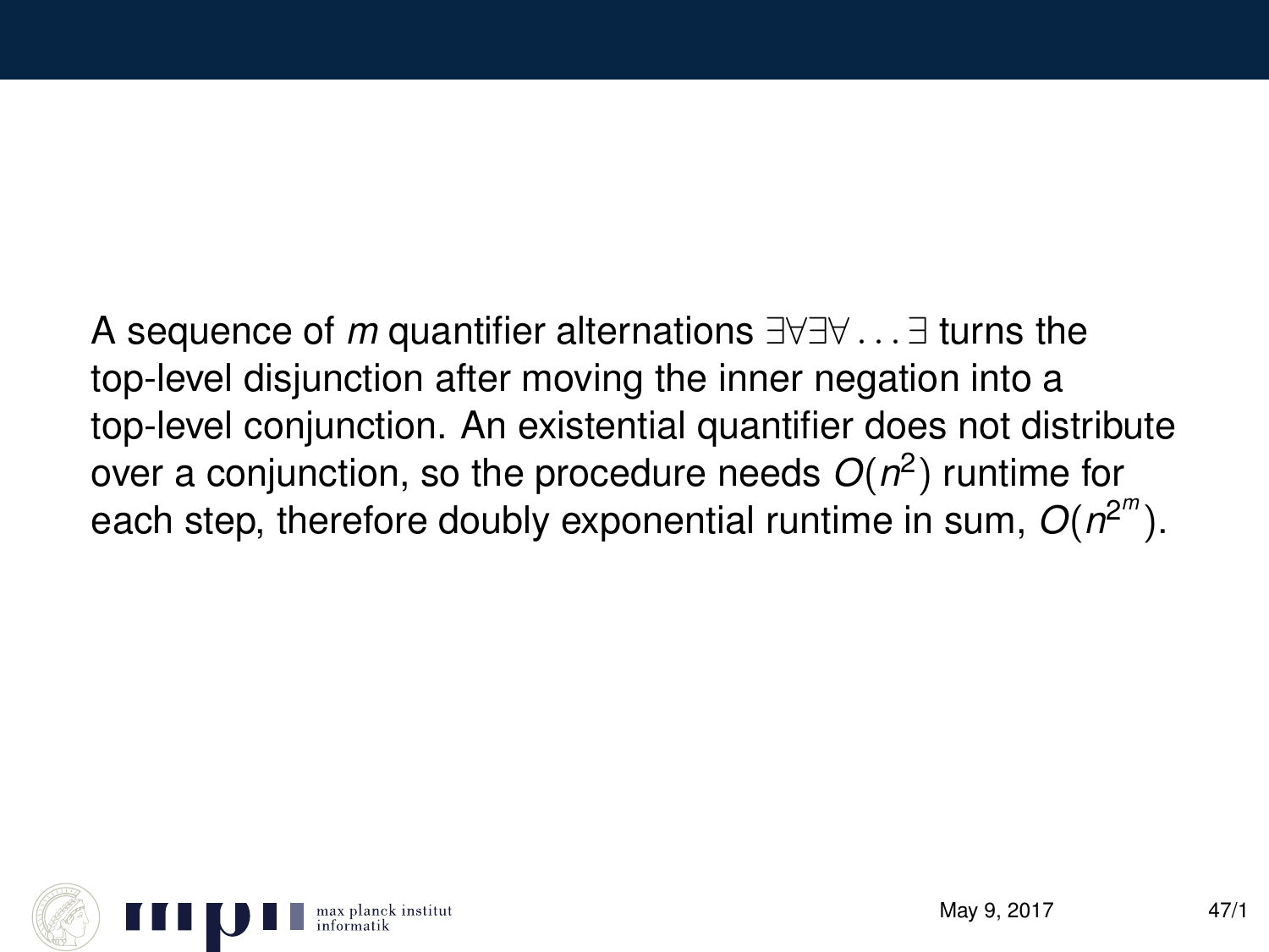A sequence of $m$ quantifier alternations $\exists\forall\exists\forall \ldots \exists$ turns the top-level disjunction after moving the inner negation into a top-level conjunction. An existential quantifier does not distribute over a conjunction, so the procedure needs $O(n^2)$ runtime for each step, therefore doubly exponential runtime in sum, $O(n^{2^m})$.